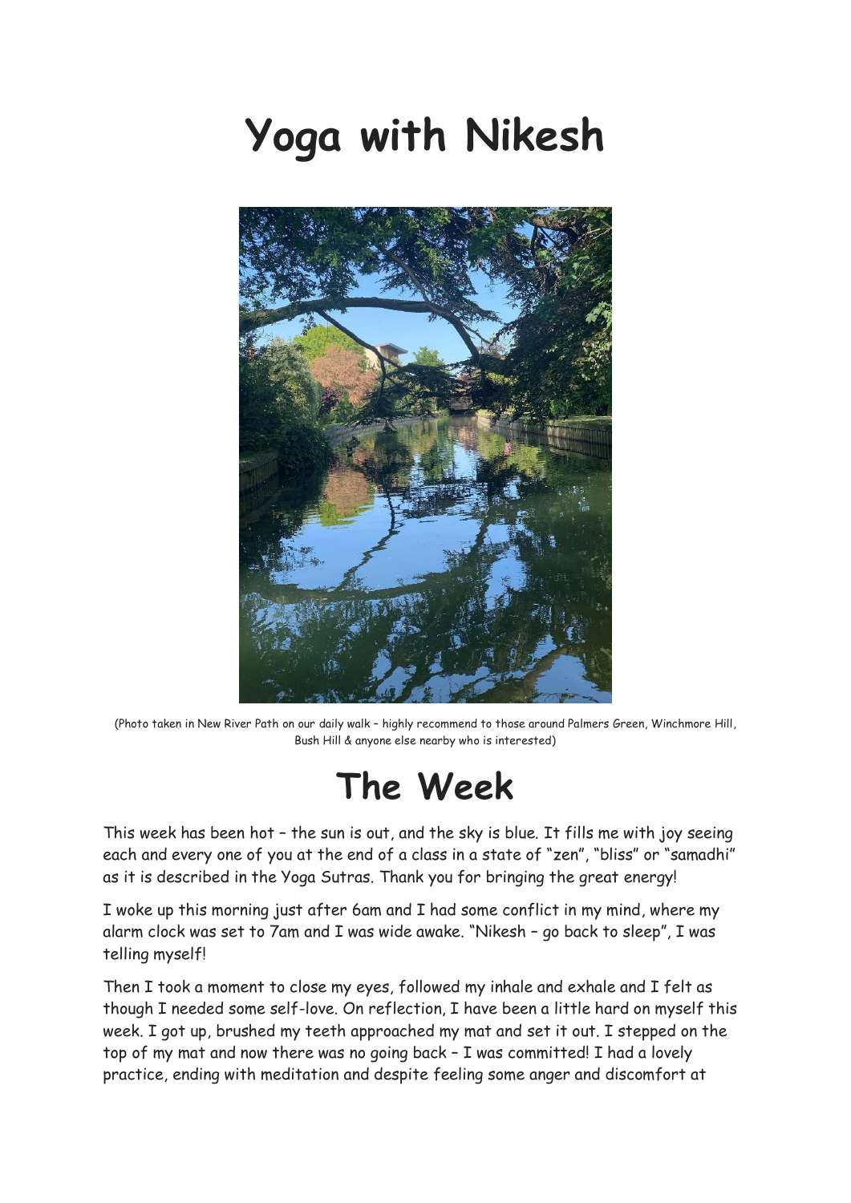# Yoga with Nikesh

(Photo taken in New River Path on our daily walk – highly recommend to those around Palmers Green, Winchmore Hill, Bush Hill & anyone else nearby who is interested)

# The Week

This week has been hot – the sun is out, and the sky is blue. It fills me with joy seeing each and every one of you at the end of a class in a state of "zen", "bliss" or "samadhi" as it is described in the Yoga Sutras. Thank you for bringing the great energy!

I woke up this morning just after 6am and I had some conflict in my mind, where my alarm clock was set to 7am and I was wide awake. "Nikesh – go back to sleep", I was telling myself!

Then I took a moment to close my eyes, followed my inhale and exhale and I felt as though I needed some self-love. On reflection, I have been a little hard on myself this week. I got up, brushed my teeth approached my mat and set it out. I stepped on the top of my mat and now there was no going back – I was committed! I had a lovely practice, ending with meditation and despite feeling some anger and discomfort at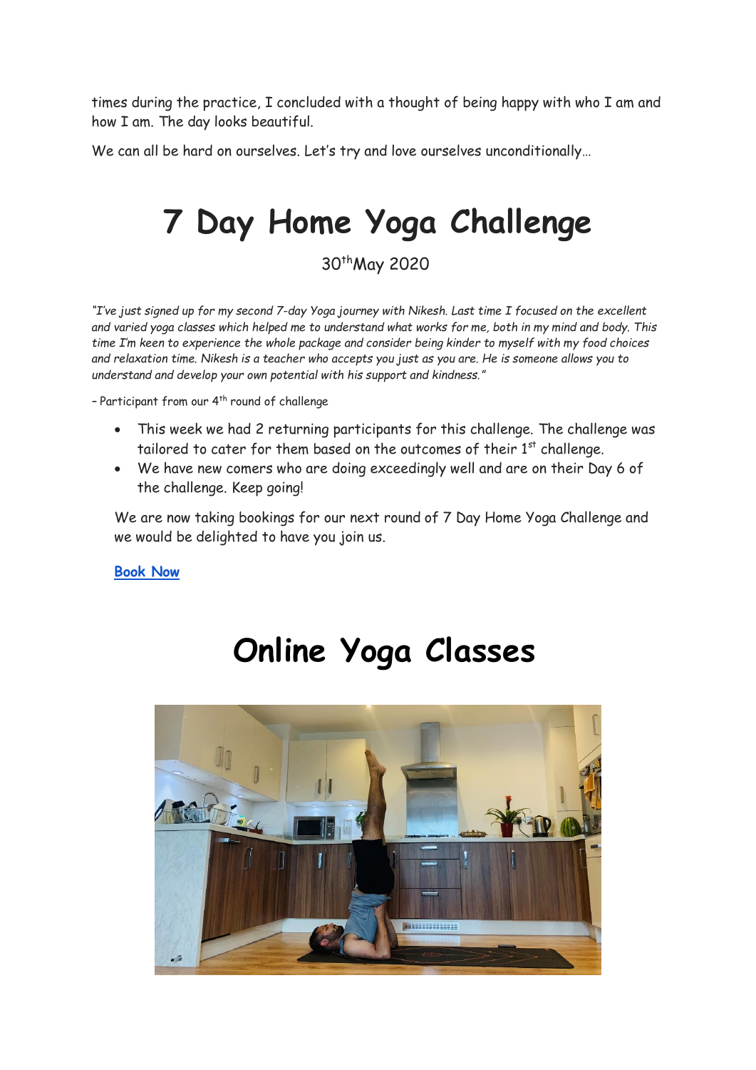times during the practice, I concluded with a thought of being happy with who I am and how I am. The day looks beautiful.

We can all be hard on ourselves. Let's try and love ourselves unconditionally…

# 7 Day Home Yoga Challenge

30th May 2020

*"I've just signed up for my second 7-day Yoga journey with Nikesh. Last time I focused on the excellent and varied yoga classes which helped me to understand what works for me, both in my mind and body. This time I'm keen to experience the whole package and consider being kinder to myself with my food choices and relaxation time. Nikesh is a teacher who accepts you just as you are. He is someone allows you to understand and develop your own potential with his support and kindness."*

– Participant from our 4th round of challenge

- This week we had 2 returning participants for this challenge. The challenge was tailored to cater for them based on the outcomes of their 1st challenge.
- We have new comers who are doing exceedingly well and are on their Day 6 of the challenge. Keep going!

We are now taking bookings for our next round of 7 Day Home Yoga Challenge and we would be delighted to have you join us.

**Book Now**

# Online Yoga Classes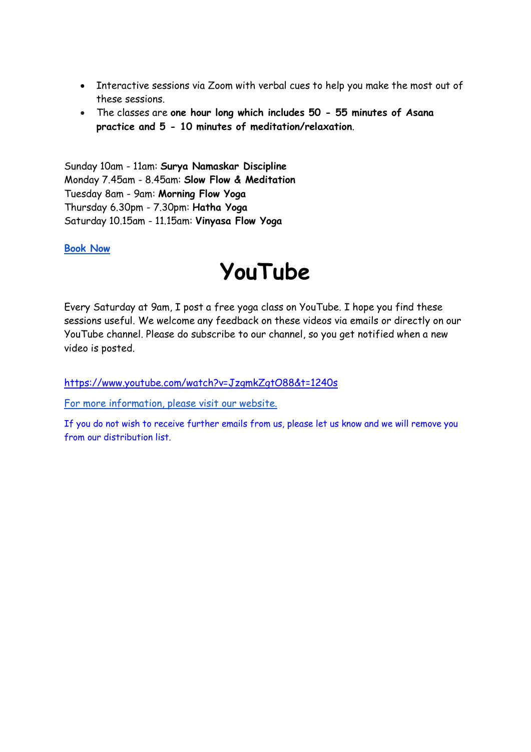- Interactive sessions via Zoom with verbal cues to help you make the most out of these sessions.
- The classes are **one hour long which includes 50 - 55 minutes of Asana practice and 5 - 10 minutes of meditation/relaxation**.

Sunday 10am - 11am: **Surya Namaskar Discipline**
Monday 7.45am - 8.45am: **Slow Flow & Meditation**
Tuesday 8am - 9am: **Morning Flow Yoga**
Thursday 6.30pm - 7.30pm: **Hatha Yoga**
Saturday 10.15am - 11.15am: **Vinyasa Flow Yoga**

**Book Now**

# YouTube

Every Saturday at 9am, I post a free yoga class on YouTube. I hope you find these sessions useful. We welcome any feedback on these videos via emails or directly on our YouTube channel. Please do subscribe to our channel, so you get notified when a new video is posted.

https://www.youtube.com/watch?v=JzgmkZgtO88&t=1240s

For more information, please visit our website.

If you do not wish to receive further emails from us, please let us know and we will remove you from our distribution list.